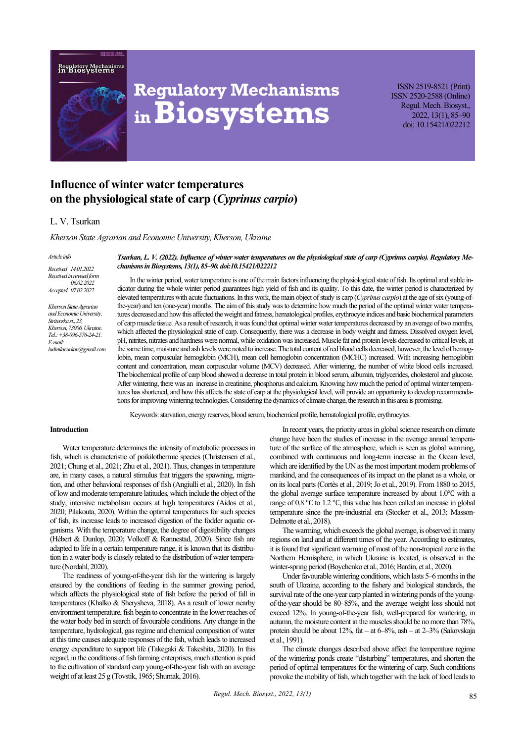# Influence of winter water temperatures on the physiological state of carp (*Cyprinus carpio*)

L. V. Tsurkan

*Kherson State Agrarian and Economic University, Kherson, Ukraine*

*Article info*

*Received 14.01.2022*
*Received in revised form 06.02.2022*
*Accepted 07.02.2022*

*Kherson State Agrarian and Economic University, Stritenska st., 23, Kherson, 73006, Ukraine. Tel.: +38-096-576-24-21. E-mail: ludmilacurkan@gmail.com*

***Tsurkan, L. V. (2022). Influence of winter water temperatures on the physiological state of carp (Cyprinus carpio). Regulatory Mechanisms in Biosystems, 13(1), 85–90. doi:10.15421/022212***

In the winter period, water temperature is one of the main factors influencing the physiological state of fish. Its optimal and stable indicator during the whole winter period guarantees high yield of fish and its quality. To this date, the winter period is characterized by elevated temperatures with acute fluctuations. In this work, the main object of study is carp (*Cyprinus carpio*) at the age of six (young-of-the-year) and ten (one-year) months. The aim of this study was to determine how much the period of the optimal winter water temperatures decreased and how this affected the weight and fatness, hematological profiles, erythrocyte indices and basic biochemical parameters of carp muscle tissue. As a result of research, it was found that optimal winter water temperatures decreased by an average of two months, which affected the physiological state of carp. Consequently, there was a decrease in body weight and fatness. Dissolved oxygen level, pH, nitrites, nitrates and hardness were normal, while oxidation was increased. Muscle fat and protein levels decreased to critical levels, at the same time, moisture and ash levels were noted to increase. The total content of red blood cells decreased, however, the level of hemoglobin, mean corpuscular hemoglobin (MCH), mean cell hemoglobin concentration (MCHC) increased. With increasing hemoglobin content and concentration, mean corpuscular volume (MCV) decreased. After wintering, the number of white blood cells increased. The biochemical profile of carp blood showed a decrease in total protein in blood serum, albumin, triglycerides, cholesterol and glucose. After wintering, there was an increase in creatinine, phosphorus and calcium. Knowing how much the period of optimal winter temperatures has shortened, and how this affects the state of carp at the physiological level, will provide an opportunity to develop recommendations for improving wintering technologies. Considering the dynamics of climate change, the research in this area is promising.

Keywords: starvation, energy reserves, blood serum, biochemical profile, hematological profile, erythrocytes.

## Introduction

Water temperature determines the intensity of metabolic processes in fish, which is characteristic of poikilothermic species (Christensen et al., 2021; Chung et al., 2021; Zhu et al., 2021). Thus, changes in temperature are, in many cases, a natural stimulus that triggers the spawning, migration, and other behavioral responses of fish (Angiulli et al., 2020). In fish of low and moderate temperature latitudes, which include the object of the study, intensive metabolism occurs at high temperatures (Aidos et al., 2020; Pilakouta, 2020). Within the optimal temperatures for such species of fish, its increase leads to increased digestion of the fodder aquatic organisms. With the temperature change, the degree of digestibility changes (Hébert & Dunlop, 2020; Volkoff & Rønnestad, 2020). Since fish are adapted to life in a certain temperature range, it is known that its distribution in a water body is closely related to the distribution of water temperature (Nordahl, 2020).

The readiness of young-of-the-year fish for the wintering is largely ensured by the conditions of feeding in the summer growing period, which affects the physiological state of fish before the period of fall in temperatures (Khalko & Sherysheva, 2018). As a result of lower nearby environment temperature, fish begin to concentrate in the lower reaches of the water body bed in search of favourable conditions. Any change in the temperature, hydrological, gas regime and chemical composition of water at this time causes adequate responses of the fish, which leads to increased energy expenditure to support life (Takegaki & Takeshita, 2020). In this regard, in the conditions of fish farming enterprises, much attention is paid to the cultivation of standard carp young-of-the-year fish with an average weight of at least 25 g (Tovstik, 1965; Shumak, 2016).

In recent years, the priority areas in global science research on climate change have been the studies of increase in the average annual temperature of the surface of the atmosphere, which is seen as global warming, combined with continuous and long-term increase in the Ocean level, which are identified by the UN as the most important modern problems of mankind, and the consequences of its impact on the planet as a whole, or on its local parts (Cortès et al., 2019; Jo et al., 2019). From 1880 to 2015, the global average surface temperature increased by about 1.0℃ with a range of 0.8 °C to 1.2 °C, this value has been called an increase in global temperature since the pre-industrial era (Stocker et al., 2013; Masson-Delmotte et al., 2018).

The warming, which exceeds the global average, is observed in many regions on land and at different times of the year. According to estimates, it is found that significant warming of most of the non-tropical zone in the Northern Hemisphere, in which Ukraine is located, is observed in the winter-spring period (Boychenko et al., 2016; Bardin, et al., 2020).

Under favourable wintering conditions, which lasts 5–6 months in the south of Ukraine, according to the fishery and biological standards, the survival rate of the one-year carp planted in wintering ponds of the young-of-the-year should be 80–85%, and the average weight loss should not exceed 12%. In young-of-the-year fish, well-prepared for wintering, in autumn, the moisture content in the muscles should be no more than 78%, protein should be about 12%, fat – at 6–8%, ash – at 2–3% (Sakovskaja et al., 1991).

The climate changes described above affect the temperature regime of the wintering ponds create "disturbing" temperatures, and shorten the period of optimal temperatures for the wintering of carp. Such conditions provoke the mobility of fish, which together with the lack of food leads to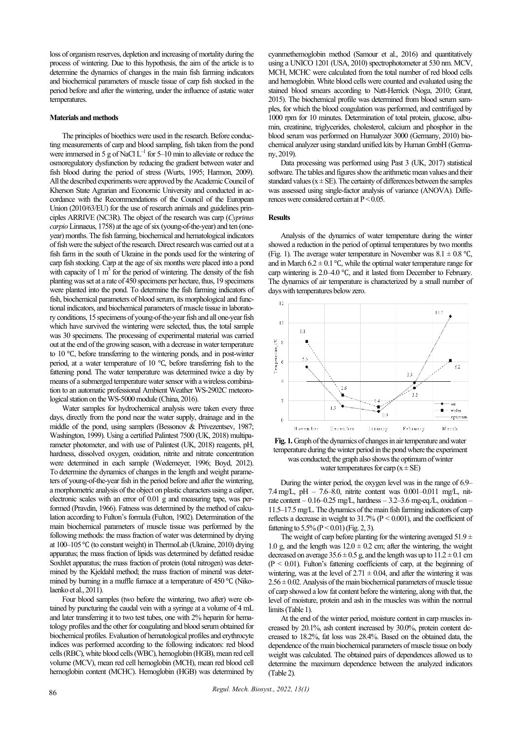loss of organism reserves, depletion and increasing of mortality during the process of wintering. Due to this hypothesis, the aim of the article is to determine the dynamics of changes in the main fish farming indicators and biochemical parameters of muscle tissue of carp fish stocked in the period before and after the wintering, under the influence of astatic water temperatures.

## Materials and methods

The principles of bioethics were used in the research. Before conducting measurements of carp and blood sampling, fish taken from the pond were immersed in 5 g of NaCl $L^{-1}$ for 5–10 min to alleviate or reduce the osmoregulatory dysfunction by reducing the gradient between water and fish blood during the period of stress (Wurts, 1995; Harmon, 2009). All the described experiments were approved by the Academic Council of Kherson State Agrarian and Economic University and conducted in accordance with the Recommendations of the Council of the European Union (2010/63/EU) for the use of research animals and guidelines principles ARRIVE (NC3R). The object of the research was carp (*Cyprinus carpio* Linnaeus, 1758) at the age of six (young-of-the-year) and ten (one-year) months. The fish farming, biochemical and hematological indicators of fish were the subject of the research. Direct research was carried out at a fish farm in the south of Ukraine in the ponds used for the wintering of carp fish stocking. Carp at the age of six months were placed into a pond with capacity of 1 $m^3$ for the period of wintering. The density of the fish planting was set at a rate of 450 specimens per hectare, thus, 19 specimens were planted into the pond. To determine the fish farming indicators of fish, biochemical parameters of blood serum, its morphological and functional indicators, and biochemical parameters of muscle tissue in laboratory conditions, 15 specimens of young-of-the-year fish and all one-year fish which have survived the wintering were selected, thus, the total sample was 30 specimens. The processing of experimental material was carried out at the end of the growing season, with a decrease in water temperature to 10 °C, before transferring to the wintering ponds, and in post-winter period, at a water temperature of 10 °C, before transferring fish to the fattening pond. The water temperature was determined twice a day by means of a submerged temperature water sensor with a wireless combination to an automatic professional Ambient Weather WS-2902C meteorological station on the WS-5000 module (China, 2016).

Water samples for hydrochemical analysis were taken every three days, directly from the pond near the water supply, drainage and in the middle of the pond, using samplers (Bessonov & Privezentsev, 1987; Washington, 1999). Using a certified Palintest 7500 (UK, 2018) multiparameter photometer, and with use of Palintest (UK, 2018) reagents, pH, hardness, dissolved oxygen, oxidation, nitrite and nitrate concentration were determined in each sample (Wedemeyer, 1996; Boyd, 2012). To determine the dynamics of changes in the length and weight parameters of young-of-the-year fish in the period before and after the wintering, a morphometric analysis of the object on plastic characters using a caliper, electronic scales with an error of 0.01 g and measuring tape, was performed (Pravdin, 1966). Fatness was determined by the method of calculation according to Fulton's formula (Fulton, 1902). Determination of the main biochemical parameters of muscle tissue was performed by the following methods: the mass fraction of water was determined by drying at 100–105 °C (to constant weight) in ThermoLab (Ukraine, 2010) drying apparatus; the mass fraction of lipids was determined by defatted residue Soxhlet apparatus; the mass fraction of protein (total nitrogen) was determined by the Kjeldahl method; the mass fraction of mineral was determined by burning in a muffle furnace at a temperature of 450 °C (Nikolaenko et al., 2011).

Four blood samples (two before the wintering, two after) were obtained by puncturing the caudal vein with a syringe at a volume of 4 mL and later transferring it to two test tubes, one with 2% heparin for hematology profiles and the other for coagulating and blood serum obtained for biochemical profiles. Evaluation of hematological profiles and erythrocyte indices was performed according to the following indicators: red blood cells (RBC), white blood cells (WBC), hemoglobin (HGB), mean red cell volume (MCV), mean red cell hemoglobin (MCH), mean red blood cell hemoglobin content (MCHC). Hemoglobin (HGB) was determined by cyanmethemoglobin method (Samour et al., 2016) and quantitatively using a UNICO 1201 (USA, 2010) spectrophotometer at 530 nm. MCV, MCH, MCHC were calculated from the total number of red blood cells and hemoglobin. White blood cells were counted and evaluated using the stained blood smears according to Natt-Herrick (Noga, 2010; Grant, 2015). The biochemical profile was determined from blood serum samples, for which the blood coagulation was performed, and centrifuged by 1000 rpm for 10 minutes. Determination of total protein, glucose, albumin, creatinine, triglycerides, cholesterol, calcium and phosphor in the blood serum was performed on Humalyzer 3000 (Germany, 2010) biochemical analyzer using standard unified kits by Human GmbH (Germany, 2019).

Data processing was performed using Past 3 (UK, 2017) statistical software. The tables and figures show the arithmetic mean values and their standard values (x ± SE). The certainty of differences between the samples was assessed using single-factor analysis of variance (ANOVA). Differences were considered certain at $P < 0.05$.

## Results

Analysis of the dynamics of water temperature during the winter showed a reduction in the period of optimal temperatures by two months (Fig. 1). The average water temperature in November was 8.1 ± 0.8 °C, and in March 6.2 ± 0.1 °C, while the optimal water temperature range for carp wintering is 2.0–4.0 °C, and it lasted from December to February. The dynamics of air temperature is characterized by a small number of days with temperatures below zero.

**Fig. 1.** Graph of the dynamics of changes in air temperature and water temperature during the winter period in the pond where the experiment was conducted; the graph also shows the optimum of winter water temperatures for carp (x ± SE)

During the winter period, the oxygen level was in the range of 6.9–7.4 mg/L, pH – 7.6–8.0, nitrite content was 0.001–0.011 mg/L, nitrate content – 0.16–0.25 mg/L, hardness – 3.2–3.6 mg-eq./L, oxidation – 11.5–17.5 mg/L. The dynamics of the main fish farming indicators of carp reflects a decrease in weight to 31.7% ($P < 0.001$), and the coefficient of fattening to 5.5% ($P < 0.01$) (Fig. 2, 3).

The weight of carp before planting for the wintering averaged 51.9 ± 1.0 g, and the length was 12.0 ± 0.2 cm; after the wintering, the weight decreased on average 35.6 ± 0.5 g, and the length was up to 11.2 ± 0.1 cm ($P < 0.01$). Fulton's fattening coefficients of carp, at the beginning of wintering, was at the level of 2.71 ± 0.04, and after the wintering it was 2.56 ± 0.02. Analysis of the main biochemical parameters of muscle tissue of carp showed a low fat content before the wintering, along with that, the level of moisture, protein and ash in the muscles was within the normal limits (Table 1).

At the end of the winter period, moisture content in carp muscles increased by 20.1%, ash content increased by 30.0%, protein content decreased to 18.2%, fat loss was 28.4%. Based on the obtained data, the dependence of the main biochemical parameters of muscle tissue on body weight was calculated. The obtained pairs of dependences allowed us to determine the maximum dependence between the analyzed indicators (Table 2).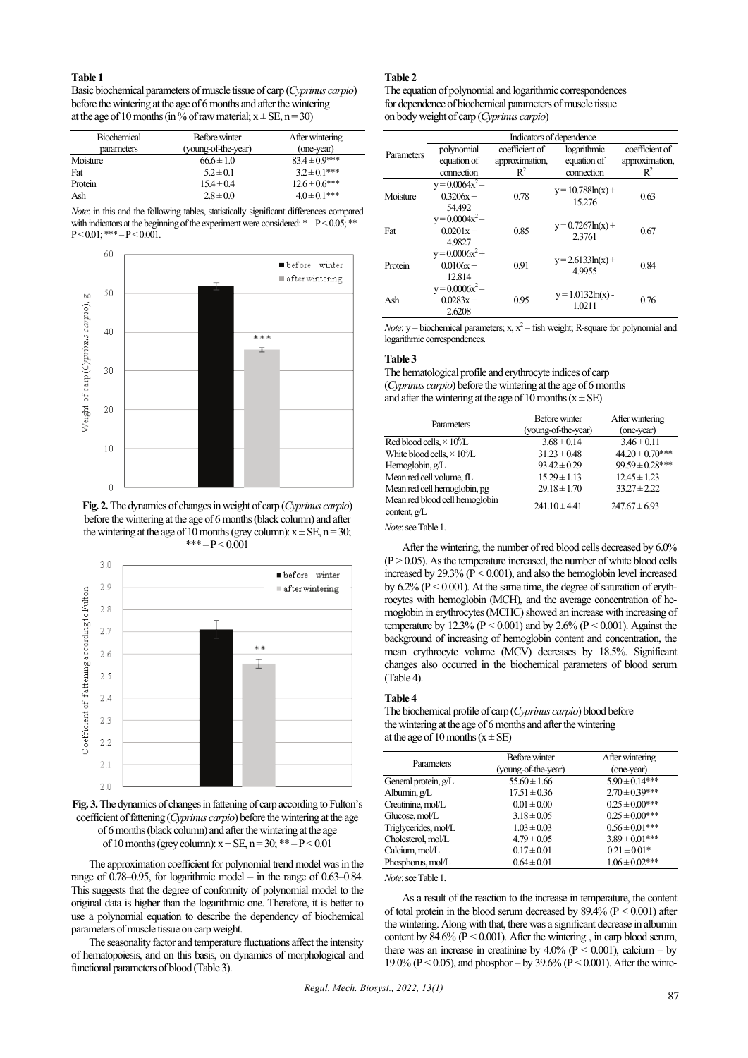**Table 1**

Basic biochemical parameters of muscle tissue of carp (*Cyprinus carpio*) before the wintering at the age of 6 months and after the wintering at the age of 10 months (in % of raw material; $x \pm SE$, n = 30)

| Biochemical parameters | Before winter (young-of-the-year) | After wintering (one-year) |
|---|---|---|
| Moisture | 66.6 ± 1.0 | 83.4 ± 0.9*** |
| Fat | 5.2 ± 0.1 | 3.2 ± 0.1*** |
| Protein | 15.4 ± 0.4 | 12.6 ± 0.6*** |
| Ash | 2.8 ± 0.0 | 4.0 ± 0.1*** |

*Note*: in this and the following tables, statistically significant differences compared with indicators at the beginning of the experiment were considered: * – $P < 0.05$; ** – $P < 0.01$; *** – $P < 0.001$.

**Fig. 2.** The dynamics of changes in weight of carp (*Cyprinus carpio*) before the wintering at the age of 6 months (black column) and after the wintering at the age of 10 months (grey column): $x \pm SE$, n = 30; *** – $P < 0.001$

**Fig. 3.** The dynamics of changes in fattening of carp according to Fulton's coefficient of fattening (*Cyprinus carpio*) before the wintering at the age of 6 months (black column) and after the wintering at the age of 10 months (grey column): $x \pm SE$, n = 30; ** – $P < 0.01$

The approximation coefficient for polynomial trend model was in the range of 0.78–0.95, for logarithmic model – in the range of 0.63–0.84. This suggests that the degree of conformity of polynomial model to the original data is higher than the logarithmic one. Therefore, it is better to use a polynomial equation to describe the dependency of biochemical parameters of muscle tissue on carp weight.

The seasonality factor and temperature fluctuations affect the intensity of hematopoiesis, and on this basis, on dynamics of morphological and functional parameters of blood (Table 3).

**Table 2**

The equation of polynomial and logarithmic correspondences for dependence of biochemical parameters of muscle tissue on body weight of carp (*Cyprinus carpio*)

| Parameters | Indicators of dependence | | | |
|---|---|---|---|---|
| | polynomial equation of connection | coefficient of approximation, $R^2$ | logarithmic equation of connection | coefficient of approximation, $R^2$ |
| Moisture | $y = 0.0064x^2 - 0.3206x + 54.492$ | 0.78 | $y = 10.788\ln(x) + 15.276$ | 0.63 |
| Fat | $y = 0.0004x^2 - 0.0201x + 4.9827$ | 0.85 | $y = 0.7267\ln(x) + 2.3761$ | 0.67 |
| Protein | $y = 0.0006x^2 + 0.0106x + 12.814$ | 0.91 | $y = 2.6133\ln(x) + 4.9955$ | 0.84 |
| Ash | $y = 0.0006x^2 - 0.0283x + 2.6208$ | 0.95 | $y = 1.0132\ln(x) - 1.0211$ | 0.76 |

*Note*: y – biochemical parameters; x, $x^2$ – fish weight; R-square for polynomial and logarithmic correspondences.

**Table 3**

The hematological profile and erythrocyte indices of carp (*Cyprinus carpio*) before the wintering at the age of 6 months and after the wintering at the age of 10 months ($x \pm SE$)

| Parameters | Before winter (young-of-the-year) | After wintering (one-year) |
|---|---|---|
| Red blood cells, $\times 10^6$/L | 3.68 ± 0.14 | 3.46 ± 0.11 |
| White blood cells, $\times 10^3$/L | 31.23 ± 0.48 | 44.20 ± 0.70*** |
| Hemoglobin, g/L | 93.42 ± 0.29 | 99.59 ± 0.28*** |
| Mean red cell volume, fL | 15.29 ± 1.13 | 12.45 ± 1.23 |
| Mean red cell hemoglobin, pg | 29.18 ± 1.70 | 33.27 ± 2.22 |
| Mean red blood cell hemoglobin content, g/L | 241.10 ± 4.41 | 247.67 ± 6.93 |

*Note*: see Table 1.

After the wintering, the number of red blood cells decreased by 6.0% ($P > 0.05$). As the temperature increased, the number of white blood cells increased by 29.3% ($P < 0.001$), and also the hemoglobin level increased by 6.2% ($P < 0.001$). At the same time, the degree of saturation of erythrocytes with hemoglobin (MCH), and the average concentration of hemoglobin in erythrocytes (MCHC) showed an increase with increasing of temperature by 12.3% ($P < 0.001$) and by 2.6% ($P < 0.001$). Against the background of increasing of hemoglobin content and concentration, the mean erythrocyte volume (MCV) decreases by 18.5%. Significant changes also occurred in the biochemical parameters of blood serum (Table 4).

**Table 4**

The biochemical profile of carp (*Cyprinus carpio*) blood before the wintering at the age of 6 months and after the wintering at the age of 10 months ($x \pm SE$)

| Parameters | Before winter (young-of-the-year) | After wintering (one-year) |
|---|---|---|
| General protein, g/L | 55.60 ± 1.66 | 5.90 ± 0.14*** |
| Albumin, g/L | 17.51 ± 0.36 | 2.70 ± 0.39*** |
| Creatinine, mol/L | 0.01 ± 0.00 | 0.25 ± 0.00*** |
| Glucose, mol/L | 3.18 ± 0.05 | 0.25 ± 0.00*** |
| Triglycerides, mol/L | 1.03 ± 0.03 | 0.56 ± 0.01*** |
| Cholesterol, mol/L | 4.79 ± 0.05 | 3.89 ± 0.01*** |
| Calcium, mol/L | 0.17 ± 0.01 | 0.21 ± 0.01* |
| Phosphorus, mol/L | 0.64 ± 0.01 | 1.06 ± 0.02*** |

*Note*: see Table 1.

As a result of the reaction to the increase in temperature, the content of total protein in the blood serum decreased by 89.4% ($P < 0.001$) after the wintering. Along with that, there was a significant decrease in albumin content by 84.6% ($P < 0.001$). After the wintering , in carp blood serum, there was an increase in creatinine by 4.0% ($P < 0.001$), calcium – by 19.0% ($P < 0.05$), and phosphor – by 39.6% ($P < 0.001$). After the winte-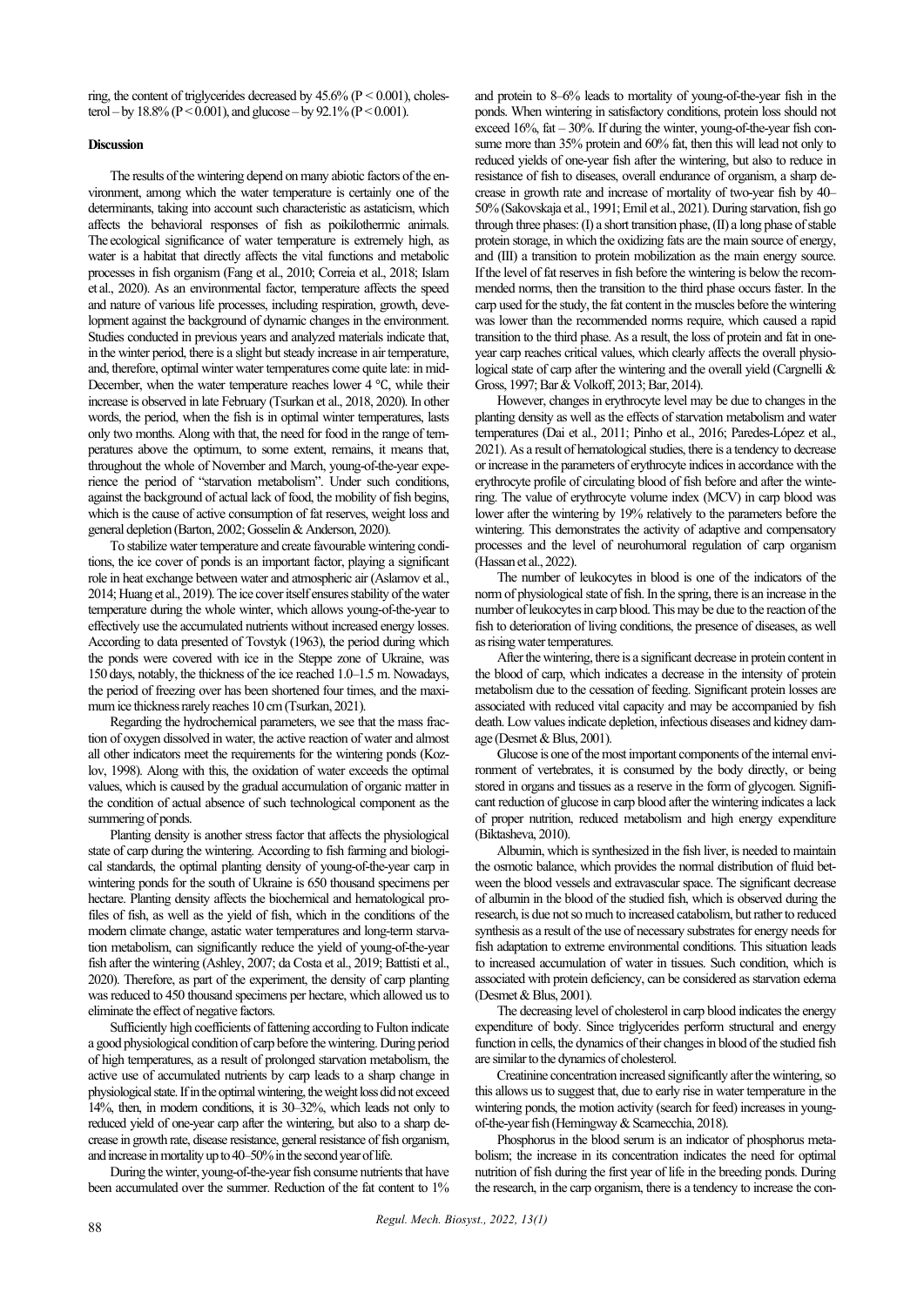ring, the content of triglycerides decreased by 45.6% ($P < 0.001$), cholesterol – by 18.8% ($P < 0.001$), and glucose – by 92.1% ($P < 0.001$).

**Discussion**

The results of the wintering depend on many abiotic factors of the environment, among which the water temperature is certainly one of the determinants, taking into account such characteristic as astaticism, which affects the behavioral responses of fish as poikilothermic animals. The ecological significance of water temperature is extremely high, as water is a habitat that directly affects the vital functions and metabolic processes in fish organism (Fang et al., 2010; Correia et al., 2018; Islam et al., 2020). As an environmental factor, temperature affects the speed and nature of various life processes, including respiration, growth, development against the background of dynamic changes in the environment. Studies conducted in previous years and analyzed materials indicate that, in the winter period, there is a slight but steady increase in air temperature, and, therefore, optimal winter water temperatures come quite late: in mid-December, when the water temperature reaches lower 4 °C, while their increase is observed in late February (Tsurkan et al., 2018, 2020). In other words, the period, when the fish is in optimal winter temperatures, lasts only two months. Along with that, the need for food in the range of temperatures above the optimum, to some extent, remains, it means that, throughout the whole of November and March, young-of-the-year experience the period of "starvation metabolism". Under such conditions, against the background of actual lack of food, the mobility of fish begins, which is the cause of active consumption of fat reserves, weight loss and general depletion (Barton, 2002; Gosselin & Anderson, 2020).

To stabilize water temperature and create favourable wintering conditions, the ice cover of ponds is an important factor, playing a significant role in heat exchange between water and atmospheric air (Aslamov et al., 2014; Huang et al., 2019). The ice cover itself ensures stability of the water temperature during the whole winter, which allows young-of-the-year to effectively use the accumulated nutrients without increased energy losses. According to data presented of Tovstyk (1963), the period during which the ponds were covered with ice in the Steppe zone of Ukraine, was 150 days, notably, the thickness of the ice reached 1.0–1.5 m. Nowadays, the period of freezing over has been shortened four times, and the maximum ice thickness rarely reaches 10 cm (Tsurkan, 2021).

Regarding the hydrochemical parameters, we see that the mass fraction of oxygen dissolved in water, the active reaction of water and almost all other indicators meet the requirements for the wintering ponds (Kozlov, 1998). Along with this, the oxidation of water exceeds the optimal values, which is caused by the gradual accumulation of organic matter in the condition of actual absence of such technological component as the summering of ponds.

Planting density is another stress factor that affects the physiological state of carp during the wintering. According to fish farming and biological standards, the optimal planting density of young-of-the-year carp in wintering ponds for the south of Ukraine is 650 thousand specimens per hectare. Planting density affects the biochemical and hematological profiles of fish, as well as the yield of fish, which in the conditions of the modern climate change, astatic water temperatures and long-term starvation metabolism, can significantly reduce the yield of young-of-the-year fish after the wintering (Ashley, 2007; da Costa et al., 2019; Battisti et al., 2020). Therefore, as part of the experiment, the density of carp planting was reduced to 450 thousand specimens per hectare, which allowed us to eliminate the effect of negative factors.

Sufficiently high coefficients of fattening according to Fulton indicate a good physiological condition of carp before the wintering. During period of high temperatures, as a result of prolonged starvation metabolism, the active use of accumulated nutrients by carp leads to a sharp change in physiological state. If in the optimal wintering, the weight loss did not exceed 14%, then, in modern conditions, it is 30–32%, which leads not only to reduced yield of one-year carp after the wintering, but also to a sharp decrease in growth rate, disease resistance, general resistance of fish organism, and increase in mortality up to 40–50% in the second year of life.

During the winter, young-of-the-year fish consume nutrients that have been accumulated over the summer. Reduction of the fat content to 1% and protein to 8–6% leads to mortality of young-of-the-year fish in the ponds. When wintering in satisfactory conditions, protein loss should not exceed 16%, fat – 30%. If during the winter, young-of-the-year fish consume more than 35% protein and 60% fat, then this will lead not only to reduced yields of one-year fish after the wintering, but also to reduce in resistance of fish to diseases, overall endurance of organism, a sharp decrease in growth rate and increase of mortality of two-year fish by 40–50% (Sakovskaja et al., 1991; Emil et al., 2021). During starvation, fish go through three phases: (I) a short transition phase, (II) a long phase of stable protein storage, in which the oxidizing fats are the main source of energy, and (III) a transition to protein mobilization as the main energy source. If the level of fat reserves in fish before the wintering is below the recommended norms, then the transition to the third phase occurs faster. In the carp used for the study, the fat content in the muscles before the wintering was lower than the recommended norms require, which caused a rapid transition to the third phase. As a result, the loss of protein and fat in one-year carp reaches critical values, which clearly affects the overall physiological state of carp after the wintering and the overall yield (Cargnelli & Gross, 1997; Bar & Volkoff, 2013; Bar, 2014).

However, changes in erythrocyte level may be due to changes in the planting density as well as the effects of starvation metabolism and water temperatures (Dai et al., 2011; Pinho et al., 2016; Paredes-López et al., 2021). As a result of hematological studies, there is a tendency to decrease or increase in the parameters of erythrocyte indices in accordance with the erythrocyte profile of circulating blood of fish before and after the wintering. The value of erythrocyte volume index (MCV) in carp blood was lower after the wintering by 19% relatively to the parameters before the wintering. This demonstrates the activity of adaptive and compensatory processes and the level of neurohumoral regulation of carp organism (Hassan et al., 2022).

The number of leukocytes in blood is one of the indicators of the norm of physiological state of fish. In the spring, there is an increase in the number of leukocytes in carp blood. This may be due to the reaction of the fish to deterioration of living conditions, the presence of diseases, as well as rising water temperatures.

After the wintering, there is a significant decrease in protein content in the blood of carp, which indicates a decrease in the intensity of protein metabolism due to the cessation of feeding. Significant protein losses are associated with reduced vital capacity and may be accompanied by fish death. Low values indicate depletion, infectious diseases and kidney damage (Desmet & Blus, 2001).

Glucose is one of the most important components of the internal environment of vertebrates, it is consumed by the body directly, or being stored in organs and tissues as a reserve in the form of glycogen. Significant reduction of glucose in carp blood after the wintering indicates a lack of proper nutrition, reduced metabolism and high energy expenditure (Biktasheva, 2010).

Albumin, which is synthesized in the fish liver, is needed to maintain the osmotic balance, which provides the normal distribution of fluid between the blood vessels and extravascular space. The significant decrease of albumin in the blood of the studied fish, which is observed during the research, is due not so much to increased catabolism, but rather to reduced synthesis as a result of the use of necessary substrates for energy needs for fish adaptation to extreme environmental conditions. This situation leads to increased accumulation of water in tissues. Such condition, which is associated with protein deficiency, can be considered as starvation edema (Desmet & Blus, 2001).

The decreasing level of cholesterol in carp blood indicates the energy expenditure of body. Since triglycerides perform structural and energy function in cells, the dynamics of their changes in blood of the studied fish are similar to the dynamics of cholesterol.

Creatinine concentration increased significantly after the wintering, so this allows us to suggest that, due to early rise in water temperature in the wintering ponds, the motion activity (search for feed) increases in young-of-the-year fish (Hemingway & Scarnecchia, 2018).

Phosphorus in the blood serum is an indicator of phosphorus metabolism; the increase in its concentration indicates the need for optimal nutrition of fish during the first year of life in the breeding ponds. During the research, in the carp organism, there is a tendency to increase the con-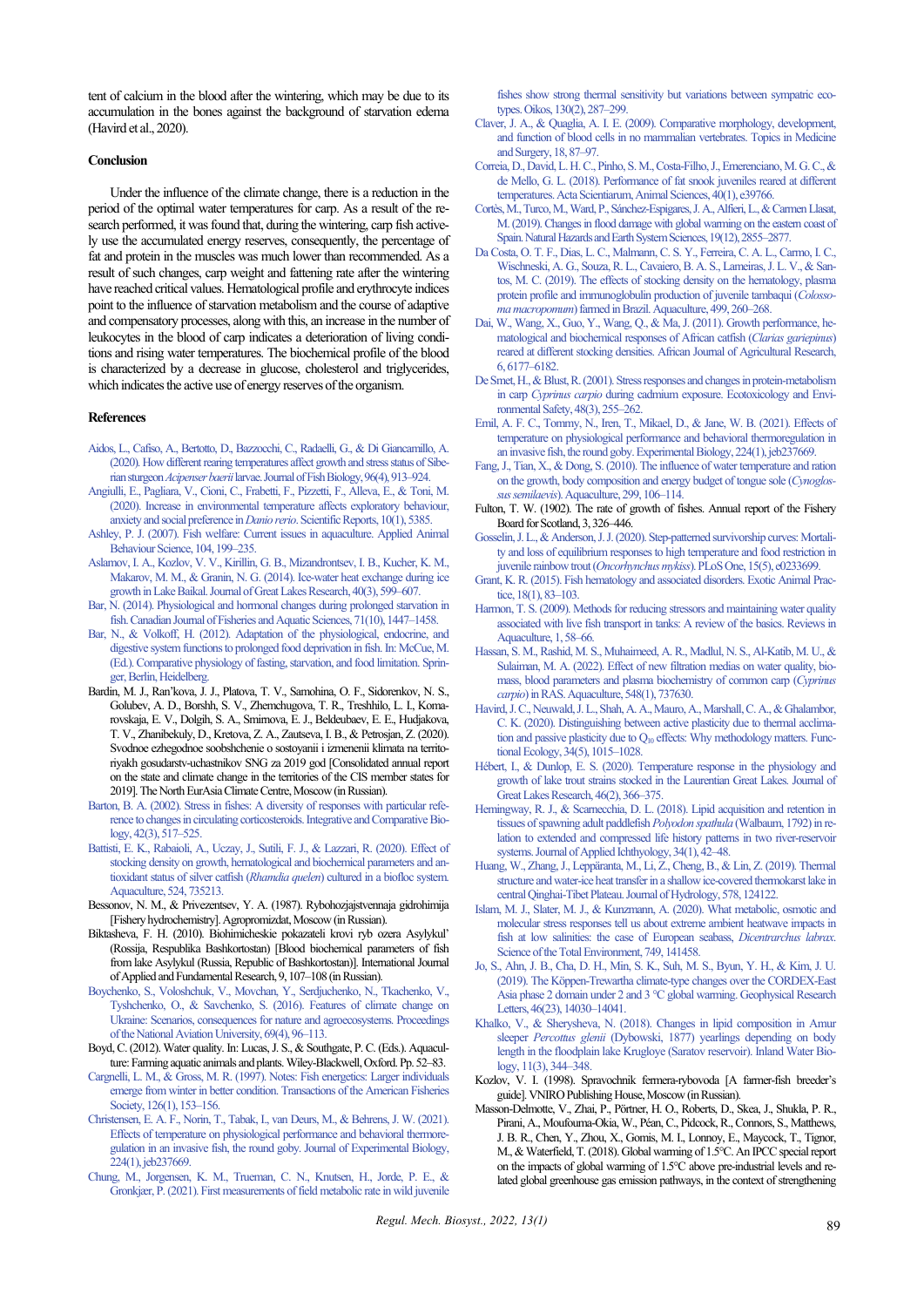tent of calcium in the blood after the wintering, which may be due to its accumulation in the bones against the background of starvation edema (Havird et al., 2020).

## Conclusion

Under the influence of the climate change, there is a reduction in the period of the optimal water temperatures for carp. As a result of the research performed, it was found that, during the wintering, carp fish actively use the accumulated energy reserves, consequently, the percentage of fat and protein in the muscles was much lower than recommended. As a result of such changes, carp weight and fattening rate after the wintering have reached critical values. Hematological profile and erythrocyte indices point to the influence of starvation metabolism and the course of adaptive and compensatory processes, along with this, an increase in the number of leukocytes in the blood of carp indicates a deterioration of living conditions and rising water temperatures. The biochemical profile of the blood is characterized by a decrease in glucose, cholesterol and triglycerides, which indicates the active use of energy reserves of the organism.

## References

Aidos, L., Cafiso, A., Bertotto, D., Bazzocchi, C., Radaelli, G., & Di Giancamillo, A. (2020). How different rearing temperatures affect growth and stress status of Siberian sturgeon *Acipenser baerii* larvae. Journal of Fish Biology, 96(4), 913–924.

Angiulli, E., Pagliara, V., Cioni, C., Frabetti, F., Pizzetti, F., Alleva, E., & Toni, M. (2020). Increase in environmental temperature affects exploratory behaviour, anxiety and social preference in *Danio rerio*. Scientific Reports, 10(1), 5385.

Ashley, P. J. (2007). Fish welfare: Current issues in aquaculture. Applied Animal Behaviour Science, 104, 199–235.

Aslamov, I. A., Kozlov, V. V., Kirillin, G. B., Mizandrontsev, I. B., Kucher, K. M., Makarov, M. M., & Granin, N. G. (2014). Ice-water heat exchange during ice growth in Lake Baikal. Journal of Great Lakes Research, 40(3), 599–607.

Bar, N. (2014). Physiological and hormonal changes during prolonged starvation in fish. Canadian Journal of Fisheries and Aquatic Sciences, 71(10), 1447–1458.

Bar, N., & Volkoff, H. (2012). Adaptation of the physiological, endocrine, and digestive system functions to prolonged food deprivation in fish. In: McCue, M. (Ed.). Comparative physiology of fasting, starvation, and food limitation. Springer, Berlin, Heidelberg.

Bardin, M. J., Ran'kova, J. J., Platova, T. V., Samohina, O. F., Sidorenkov, N. S., Golubev, A. D., Borshh, S. V., Zhemchugova, T. R., Treshhilo, L. I., Komarovskaja, E. V., Dolgih, S. A., Smirnova, E. J., Beldeubaev, E. E., Hudjakova, T. V., Zhanibekuly, D., Kretova, Z. A., Zautseva, I. B., & Petrosjan, Z. (2020). Svodnoe ezhegodnoe soobshchenie o sostoyanii i izmenenii klimata na territoriyakh gosudarstv-uchastnikov SNG za 2019 god [Consolidated annual report on the state and climate change in the territories of the CIS member states for 2019]. The North EurAsia Climate Centre, Moscow (in Russian).

Barton, B. A. (2002). Stress in fishes: A diversity of responses with particular reference to changes in circulating corticosteroids. Integrative and Comparative Biology, 42(3), 517–525.

Battisti, E. K., Rabaioli, A., Uczay, J., Sutili, F. J., & Lazzari, R. (2020). Effect of stocking density on growth, hematological and biochemical parameters and antioxidant status of silver catfish (*Rhamdia quelen*) cultured in a biofloc system. Aquaculture, 524, 735213.

Bessonov, N. M., & Privezentsev, Y. A. (1987). Rybohozjajstvennaja gidrohimija [Fishery hydrochemistry]. Agropromizdat, Moscow (in Russian).

Biktasheva, F. H. (2010). Biohimicheskie pokazateli krovi ryb ozera Asylykul' (Rossija, Respublika Bashkortostan) [Blood biochemical parameters of fish from lake Asylykul (Russia, Republic of Bashkortostan)]. International Journal of Applied and Fundamental Research, 9, 107–108 (in Russian).

Boychenko, S., Voloshchuk, V., Movchan, Y., Serdjuchenko, N., Tkachenko, V., Tyshchenko, O., & Savchenko, S. (2016). Features of climate change on Ukraine: Scenarios, consequences for nature and agroecosystems. Proceedings of the National Aviation University, 69(4), 96–113.

Boyd, C. (2012). Water quality. In: Lucas, J. S., & Southgate, P. C. (Eds.). Aquaculture: Farming aquatic animals and plants. Wiley-Blackwell, Oxford. Pp. 52–83.

Cargnelli, L. M., & Gross, M. R. (1997). Notes: Fish energetics: Larger individuals emerge from winter in better condition. Transactions of the American Fisheries Society, 126(1), 153–156.

Christensen, E. A. F., Norin, T., Tabak, I., van Deurs, M., & Behrens, J. W. (2021). Effects of temperature on physiological performance and behavioral thermoregulation in an invasive fish, the round goby. Journal of Experimental Biology, 224(1), jeb237669.

Chung, M., Jorgensen, K. M., Trueman, C. N., Knutsen, H., Jorde, P. E., & Gronkjær, P. (2021). First measurements of field metabolic rate in wild juvenile fishes show strong thermal sensitivity but variations between sympatric ecotypes. Oikos, 130(2), 287–299.

Claver, J. A., & Quaglia, A. I. E. (2009). Comparative morphology, development, and function of blood cells in no mammalian vertebrates. Topics in Medicine and Surgery, 18, 87–97.

Correia, D., David, L. H. C., Pinho, S. M., Costa-Filho, J., Emerenciano, M. G. C., & de Mello, G. L. (2018). Performance of fat snook juveniles reared at different temperatures. Acta Scientiarum, Animal Sciences, 40(1), e39766.

Cortès, M., Turco, M., Ward, P., Sánchez-Espigares, J. A., Alfieri, L., & Carmen Llasat, M. (2019). Changes in flood damage with global warming on the eastern coast of Spain. Natural Hazards and Earth System Sciences, 19(12), 2855–2877.

Da Costa, O. T. F., Dias, L. C., Malmann, C. S. Y., Ferreira, C. A. L., Carmo, I. C., Wischneski, A. G., Souza, R. L., Cavaiero, B. A. S., Lameiras, J. L. V., & Santos, M. C. (2019). The effects of stocking density on the hematology, plasma protein profile and immunoglobulin production of juvenile tambaqui (*Colossoma macropomum*) farmed in Brazil. Aquaculture, 499, 260–268.

Dai, W., Wang, X., Guo, Y., Wang, Q., & Ma, J. (2011). Growth performance, hematological and biochemical responses of African catfish (*Clarias gariepinus*) reared at different stocking densities. African Journal of Agricultural Research, 6, 6177–6182.

De Smet, H., & Blust, R. (2001). Stress responses and changes in protein-metabolism in carp *Cyprinus carpio* during cadmium exposure. Ecotoxicology and Environmental Safety, 48(3), 255–262.

Emil, A. F. C., Tommy, N., Iren, T., Mikael, D., & Jane, W. B. (2021). Effects of temperature on physiological performance and behavioral thermoregulation in an invasive fish, the round goby. Experimental Biology, 224(1), jeb237669.

Fang, J., Tian, X., & Dong, S. (2010). The influence of water temperature and ration on the growth, body composition and energy budget of tongue sole (*Cynoglossus semilaevis*). Aquaculture, 299, 106–114.

Fulton, T. W. (1902). The rate of growth of fishes. Annual report of the Fishery Board for Scotland, 3, 326–446.

Gosselin, J. L., & Anderson, J. J. (2020). Step-patterned survivorship curves: Mortality and loss of equilibrium responses to high temperature and food restriction in juvenile rainbow trout (*Oncorhynchus mykiss*). PLoS One, 15(5), e0233699.

Grant, K. R. (2015). Fish hematology and associated disorders. Exotic Animal Practice, 18(1), 83–103.

Harmon, T. S. (2009). Methods for reducing stressors and maintaining water quality associated with live fish transport in tanks: A review of the basics. Reviews in Aquaculture, 1, 58–66.

Hassan, S. M., Rashid, M. S., Muhaimeed, A. R., Madlul, N. S., Al-Katib, M. U., & Sulaiman, M. A. (2022). Effect of new filtration medias on water quality, biomass, blood parameters and plasma biochemistry of common carp (*Cyprinus carpio*) in RAS. Aquaculture, 548(1), 737630.

Havird, J. C., Neuwald, J. L., Shah, A. A., Mauro, A., Marshall, C. A., & Ghalambor, C. K. (2020). Distinguishing between active plasticity due to thermal acclimation and passive plasticity due to $Q_{10}$ effects: Why methodology matters. Functional Ecology, 34(5), 1015–1028.

Hébert, I., & Dunlop, E. S. (2020). Temperature response in the physiology and growth of lake trout strains stocked in the Laurentian Great Lakes. Journal of Great Lakes Research, 46(2), 366–375.

Hemingway, R. J., & Scarnecchia, D. L. (2018). Lipid acquisition and retention in tissues of spawning adult paddlefish *Polyodon spathula* (Walbaum, 1792) in relation to extended and compressed life history patterns in two river-reservoir systems. Journal of Applied Ichthyology, 34(1), 42–48.

Huang, W., Zhang, J., Leppäranta, M., Li, Z., Cheng, B., & Lin, Z. (2019). Thermal structure and water-ice heat transfer in a shallow ice-covered thermokarst lake in central Qinghai-Tibet Plateau. Journal of Hydrology, 578, 124122.

Islam, M. J., Slater, M. J., & Kunzmann, A. (2020). What metabolic, osmotic and molecular stress responses tell us about extreme ambient heatwave impacts in fish at low salinities: the case of European seabass, *Dicentrarchus labrax*. Science of the Total Environment, 749, 141458.

Jo, S., Ahn, J. B., Cha, D. H., Min, S. K., Suh, M. S., Byun, Y. H., & Kim, J. U. (2019). The Köppen-Trewartha climate-type changes over the CORDEX-East Asia phase 2 domain under 2 and 3 °C global warming. Geophysical Research Letters, 46(23), 14030–14041.

Khalko, V., & Sherysheva, N. (2018). Changes in lipid composition in Amur sleeper *Perccottus glenii* (Dybowski, 1877) yearlings depending on body length in the floodplain lake Krugloye (Saratov reservoir). Inland Water Biology, 11(3), 344–348.

Kozlov, V. I. (1998). Spravochnik fermera-rybovoda [A farmer-fish breeder's guide]. VNIRO Publishing House, Moscow (in Russian).

Masson-Delmotte, V., Zhai, P., Pörtner, H. O., Roberts, D., Skea, J., Shukla, P. R., Pirani, A., Moufouma-Okia, W., Péan, C., Pidcock, R., Connors, S., Matthews, J. B. R., Chen, Y., Zhou, X., Gomis, M. I., Lonnoy, E., Maycock, T., Tignor, M., & Waterfield, T. (2018). Global warming of 1.5°C. An IPCC special report on the impacts of global warming of 1.5°C above pre-industrial levels and related global greenhouse gas emission pathways, in the context of strengthening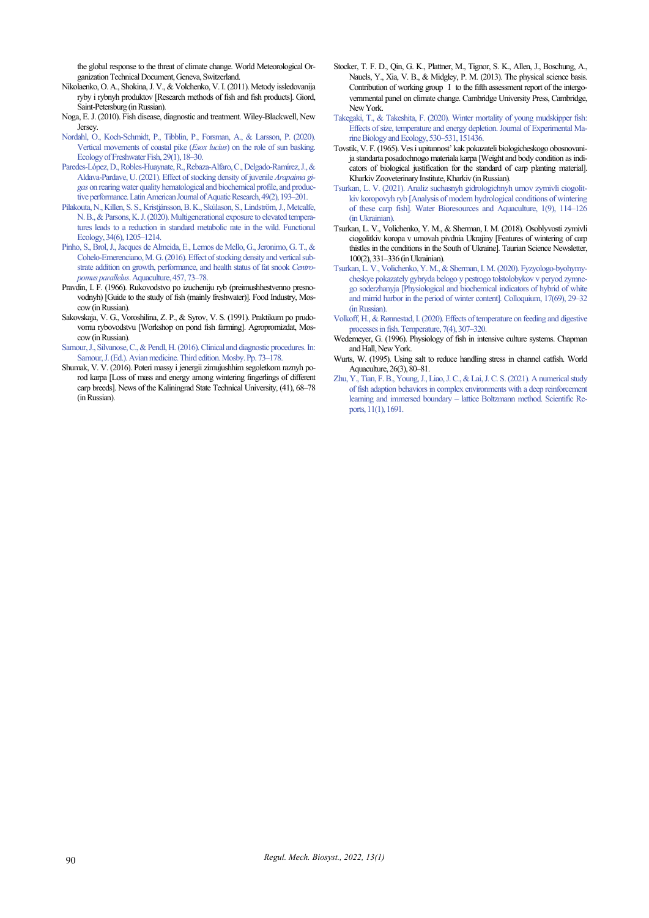the global response to the threat of climate change. World Meteorological Organization Technical Document, Geneva, Switzerland.

Nikolaenko, O. A., Shokina, J. V., & Volchenko, V. I. (2011). Metody issledovanija ryby i rybnyh produktov [Research methods of fish and fish products]. Giord, Saint-Petersburg (in Russian).

Noga, E. J. (2010). Fish disease, diagnostic and treatment. Wiley-Blackwell, New Jersey.

Nordahl, O., Koch-Schmidt, P., Tibblin, P., Forsman, A., & Larsson, P. (2020). Vertical movements of coastal pike (*Esox lucius*) on the role of sun basking. Ecology of Freshwater Fish, 29(1), 18–30.

Paredes-López, D., Robles-Huaynate, R., Rebaza-Alfaro, C., Delgado-Ramírez, J., & Aldava-Pardave, U. (2021). Effect of stocking density of juvenile *Arapaima gigas* on rearing water quality hematological and biochemical profile, and productive performance. Latin American Journal of Aquatic Research, 49(2), 193–201.

Pilakouta, N., Killen, S. S., Kristjánsson, B. K., Skúlason, S., Lindström, J., Metcalfe, N. B., & Parsons, K. J. (2020). Multigenerational exposure to elevated temperatures leads to a reduction in standard metabolic rate in the wild. Functional Ecology, 34(6), 1205–1214.

Pinho, S., Brol, J., Jacques de Almeida, E., Lemos de Mello, G., Jeronimo, G. T., & Cohelo-Emerenciano, M. G. (2016). Effect of stocking density and vertical substrate addition on growth, performance, and health status of fat snook *Centropomus parallelus*. Aquaculture, 457, 73–78.

Pravdin, I. F. (1966). Rukovodstvo po izucheniju ryb (preimushhestvenno presnovodnyh) [Guide to the study of fish (mainly freshwater)]. Food Industry, Moscow (in Russian).

Sakovskaja, V. G., Voroshilina, Z. P., & Syrov, V. S. (1991). Praktikum po prudovomu rybovodstvu [Workshop on pond fish farming]. Agropromizdat, Moscow (in Russian).

Samour, J., Silvanose, C., & Pendl, H. (2016). Clinical and diagnostic procedures. In: Samour, J. (Ed.). Avian medicine. Third edition. Mosby. Pp. 73–178.

Shumak, V. V. (2016). Poteri massy i jenergii zimujushhim segoletkom raznyh porod karpa [Loss of mass and energy among wintering fingerlings of different carp breeds]. News of the Kaliningrad State Technical University, (41), 68–78 (in Russian).

Stocker, T. F. D., Qin, G. K., Plattner, M., Tignor, S. K., Allen, J., Boschung, A., Nauels, Y., Xia, V. B., & Midgley, P. M. (2013). The physical science basis. Contribution of working group I to the fifth assessment report of the intergovernmental panel on climate change. Cambridge University Press, Cambridge, New York.

Takegaki, T., & Takeshita, F. (2020). Winter mortality of young mudskipper fish: Effects of size, temperature and energy depletion. Journal of Experimental Marine Biology and Ecology, 530–531, 151436.

Tovstik, V. F. (1965). Ves i upitannost' kak pokazateli biologicheskogo obosnovanija standarta posadochnogo materiala karpa [Weight and body condition as indicators of biological justification for the standard of carp planting material]. Kharkiv Zooveterinary Institute, Kharkiv (in Russian).

Tsurkan, L. V. (2021). Analiz suchasnyh gidrologichnyh umov zymivli ciogolitkiv koropovyh ryb [Analysis of modern hydrological conditions of wintering of these carp fish]. Water Bioresources and Aquaculture, 1(9), 114–126 (in Ukrainian).

Tsurkan, L. V., Volichenko, Y. M., & Sherman, I. M. (2018). Osoblyvosti zymivli ciogolitkiv koropa v umovah pivdnia Ukrajiny [Features of wintering of carp thistles in the conditions in the South of Ukraine]. Taurian Science Newsletter, 100(2), 331–336 (in Ukrainian).

Tsurkan, L. V., Volichenko, Y. M., & Sherman, I. M. (2020). Fyzyologo-byohymycheskye pokazately gybryda belogo y pestrogo tolstolobykov v peryod zymnego soderzhanyja [Physiological and biochemical indicators of hybrid of white and mirrid harbor in the period of winter content]. Colloquium, 17(69), 29–32 (in Russian).

Volkoff, H., & Rønnestad, I. (2020). Effects of temperature on feeding and digestive processes in fish. Temperature, 7(4), 307–320.

Wedemeyer, G. (1996). Physiology of fish in intensive culture systems. Chapman and Hall, New York.

Wurts, W. (1995). Using salt to reduce handling stress in channel catfish. World Aquaculture, 26(3), 80–81.

Zhu, Y., Tian, F. B., Young, J., Liao, J. C., & Lai, J. C. S. (2021). A numerical study of fish adaption behaviors in complex environments with a deep reinforcement learning and immersed boundary – lattice Boltzmann method. Scientific Reports, 11(1), 1691.